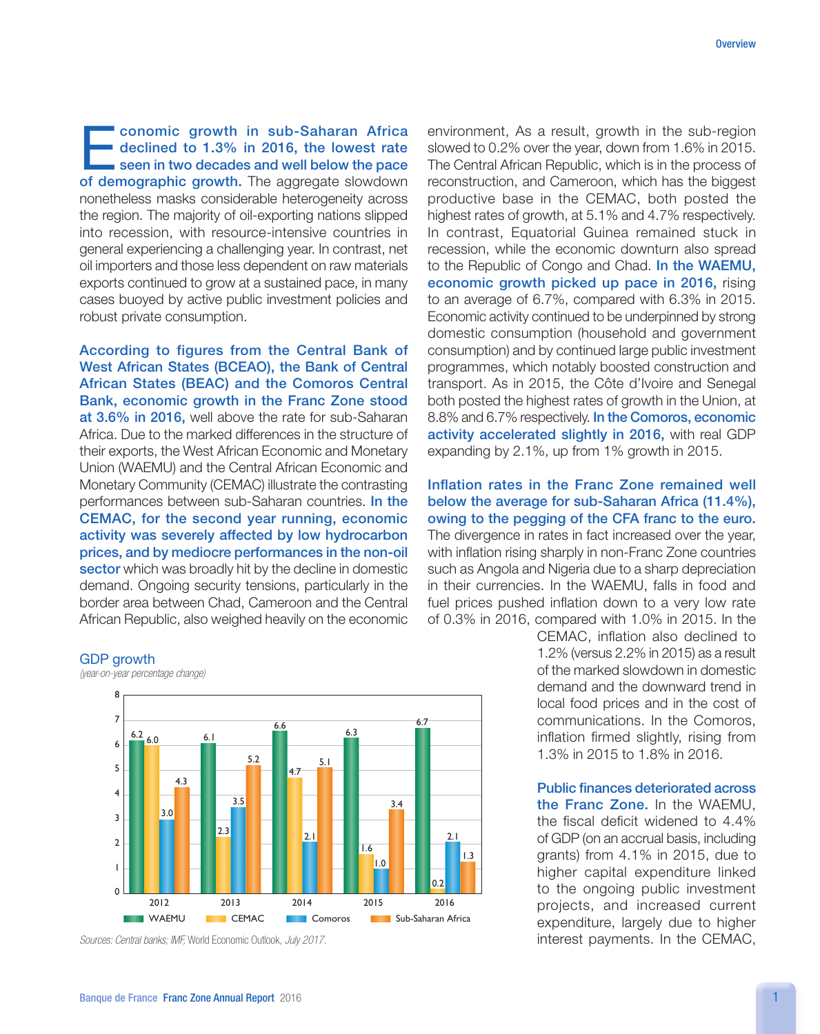**Economic growth in sub-Saharan Africa declined to 1.3% in 2016, the lowest rate seen in two decades and well below the pace of demographic growth.** The aggregate slowdown nonetheless masks considerable heterogeneity across the region. The majority of oil-exporting nations slipped into recession, with resource-intensive countries in general experiencing a challenging year. In contrast, net oil importers and those less dependent on raw materials exports continued to grow at a sustained pace, in many cases buoyed by active public investment policies and robust private consumption.

**According to figures from the Central Bank of West African States (BCEAO), the Bank of Central African States (BEAC) and the Comoros Central Bank, economic growth in the Franc Zone stood at 3.6% in 2016,** well above the rate for sub-Saharan Africa. Due to the marked differences in the structure of their exports, the West African Economic and Monetary Union (WAEMU) and the Central African Economic and Monetary Community (CEMAC) illustrate the contrasting performances between sub-Saharan countries. **In the CEMAC, for the second year running, economic activity was severely affected by low hydrocarbon prices, and by mediocre performances in the non-oil sector** which was broadly hit by the decline in domestic demand. Ongoing security tensions, particularly in the border area between Chad, Cameroon and the Central African Republic, also weighed heavily on the economic environment, As a result, growth in the sub-region slowed to 0.2% over the year, down from 1.6% in 2015. The Central African Republic, which is in the process of reconstruction, and Cameroon, which has the biggest productive base in the CEMAC, both posted the highest rates of growth, at 5.1% and 4.7% respectively. In contrast, Equatorial Guinea remained stuck in recession, while the economic downturn also spread to the Republic of Congo and Chad. **In the WAEMU, economic growth picked up pace in 2016,** rising to an average of 6.7%, compared with 6.3% in 2015. Economic activity continued to be underpinned by strong domestic consumption (household and government consumption) and by continued large public investment programmes, which notably boosted construction and transport. As in 2015, the Côte d'Ivoire and Senegal both posted the highest rates of growth in the Union, at 8.8% and 6.7% respectively. **In the Comoros, economic activity accelerated slightly in 2016,** with real GDP expanding by 2.1%, up from 1% growth in 2015.

**Inflation rates in the Franc Zone remained well below the average for sub-Saharan Africa (11.4%), owing to the pegging of the CFA franc to the euro.** The divergence in rates in fact increased over the year, with inflation rising sharply in non-Franc Zone countries such as Angola and Nigeria due to a sharp depreciation in their currencies. In the WAEMU, falls in food and fuel prices pushed inflation down to a very low rate of 0.3% in 2016, compared with 1.0% in 2015. In the CEMAC, inflation also declined to 1.2% (versus 2.2% in 2015) as a result of the marked slowdown in domestic demand and the downward trend in local food prices and in the cost of communications. In the Comoros, inflation firmed slightly, rising from 1.3% in 2015 to 1.8% in 2016.

**Public finances deteriorated across the Franc Zone.** In the WAEMU, the fiscal deficit widened to 4.4% of GDP (on an accrual basis, including grants) from 4.1% in 2015, due to higher capital expenditure linked to the ongoing public investment projects, and increased current expenditure, largely due to higher interest payments. In the CEMAC,

**GDP growth**
*(year-on-year percentage change)*

| | 2012 | 2013 | 2014 | 2015 | 2016 |
|---|---|---|---|---|---|
| WAEMU | 6.2 | 6.1 | 6.6 | 6.3 | 6.7 |
| CEMAC | 6.0 | 2.3 | 4.7 | 1.6 | 0.2 |
| Comoros | 3.0 | 3.5 | 2.1 | 1.0 | 2.1 |
| Sub-Saharan Africa | 4.3 | 5.2 | 5.1 | 3.4 | 1.3 |

*Sources: Central banks; IMF,* World Economic Outlook, *July 2017.*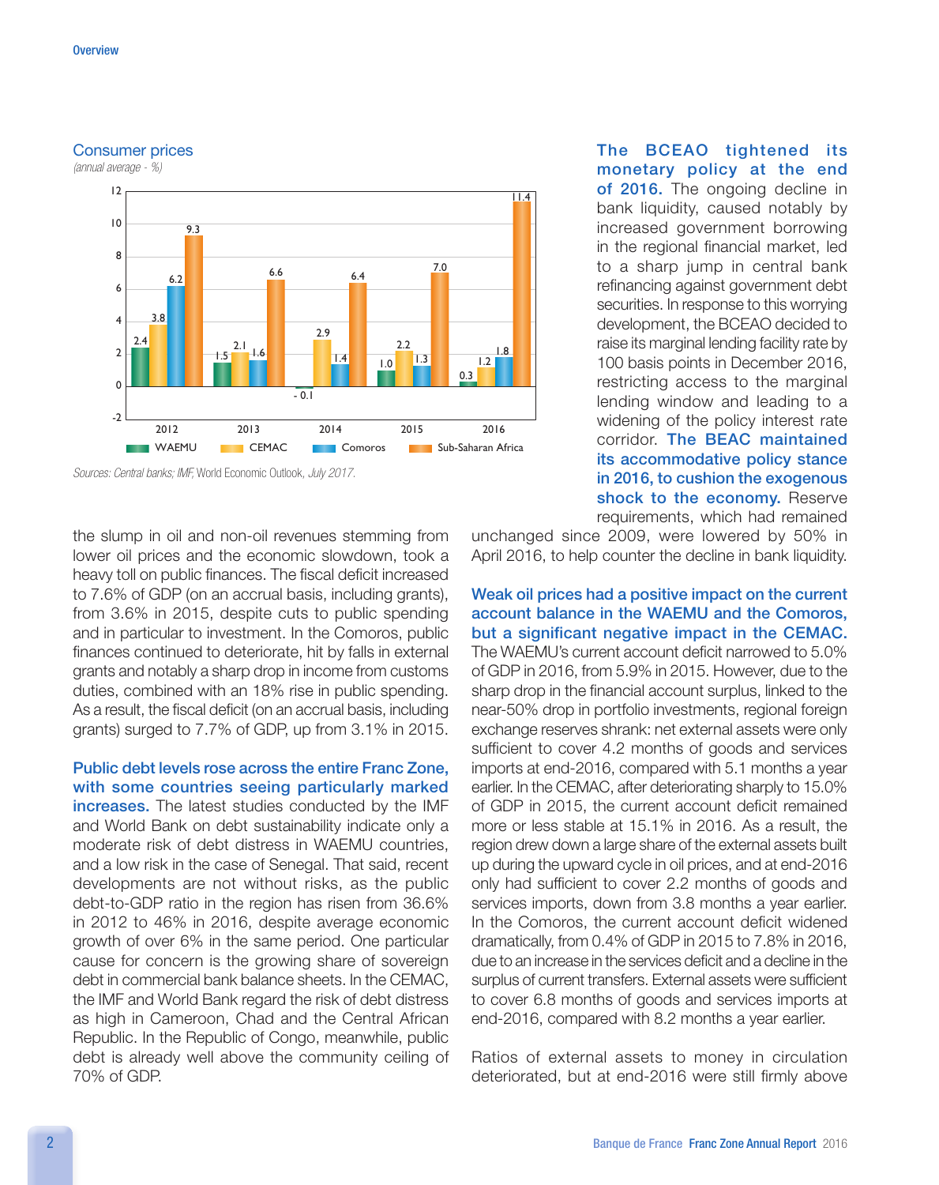### Consumer prices

*(annual average - %)*

| | 2012 | 2013 | 2014 | 2015 | 2016 |
|---|---|---|---|---|---|
| WAEMU | 2.4 | 1.5 | - 0.1 | 1.0 | 0.3 |
| CEMAC | 3.8 | 2.1 | 2.9 | 2.2 | 1.2 |
| Comoros | 6.2 | 1.6 | 1.4 | 1.3 | 1.8 |
| Sub-Saharan Africa | 9.3 | 6.6 | 6.4 | 7.0 | 11.4 |

*Sources: Central banks; IMF,* World Economic Outlook*, July 2017.*

the slump in oil and non-oil revenues stemming from lower oil prices and the economic slowdown, took a heavy toll on public finances. The fiscal deficit increased to 7.6% of GDP (on an accrual basis, including grants), from 3.6% in 2015, despite cuts to public spending and in particular to investment. In the Comoros, public finances continued to deteriorate, hit by falls in external grants and notably a sharp drop in income from customs duties, combined with an 18% rise in public spending. As a result, the fiscal deficit (on an accrual basis, including grants) surged to 7.7% of GDP, up from 3.1% in 2015.

**Public debt levels rose across the entire Franc Zone, with some countries seeing particularly marked increases.** The latest studies conducted by the IMF and World Bank on debt sustainability indicate only a moderate risk of debt distress in WAEMU countries, and a low risk in the case of Senegal. That said, recent developments are not without risks, as the public debt-to-GDP ratio in the region has risen from 36.6% in 2012 to 46% in 2016, despite average economic growth of over 6% in the same period. One particular cause for concern is the growing share of sovereign debt in commercial bank balance sheets. In the CEMAC, the IMF and World Bank regard the risk of debt distress as high in Cameroon, Chad and the Central African Republic. In the Republic of Congo, meanwhile, public debt is already well above the community ceiling of 70% of GDP.

**The BCEAO tightened its monetary policy at the end of 2016.** The ongoing decline in bank liquidity, caused notably by increased government borrowing in the regional financial market, led to a sharp jump in central bank refinancing against government debt securities. In response to this worrying development, the BCEAO decided to raise its marginal lending facility rate by 100 basis points in December 2016, restricting access to the marginal lending window and leading to a widening of the policy interest rate corridor. **The BEAC maintained its accommodative policy stance in 2016, to cushion the exogenous shock to the economy.** Reserve requirements, which had remained unchanged since 2009, were lowered by 50% in April 2016, to help counter the decline in bank liquidity.

**Weak oil prices had a positive impact on the current account balance in the WAEMU and the Comoros, but a significant negative impact in the CEMAC.** The WAEMU's current account deficit narrowed to 5.0% of GDP in 2016, from 5.9% in 2015. However, due to the sharp drop in the financial account surplus, linked to the near-50% drop in portfolio investments, regional foreign exchange reserves shrank: net external assets were only sufficient to cover 4.2 months of goods and services imports at end-2016, compared with 5.1 months a year earlier. In the CEMAC, after deteriorating sharply to 15.0% of GDP in 2015, the current account deficit remained more or less stable at 15.1% in 2016. As a result, the region drew down a large share of the external assets built up during the upward cycle in oil prices, and at end-2016 only had sufficient to cover 2.2 months of goods and services imports, down from 3.8 months a year earlier. In the Comoros, the current account deficit widened dramatically, from 0.4% of GDP in 2015 to 7.8% in 2016, due to an increase in the services deficit and a decline in the surplus of current transfers. External assets were sufficient to cover 6.8 months of goods and services imports at end-2016, compared with 8.2 months a year earlier.

Ratios of external assets to money in circulation deteriorated, but at end-2016 were still firmly above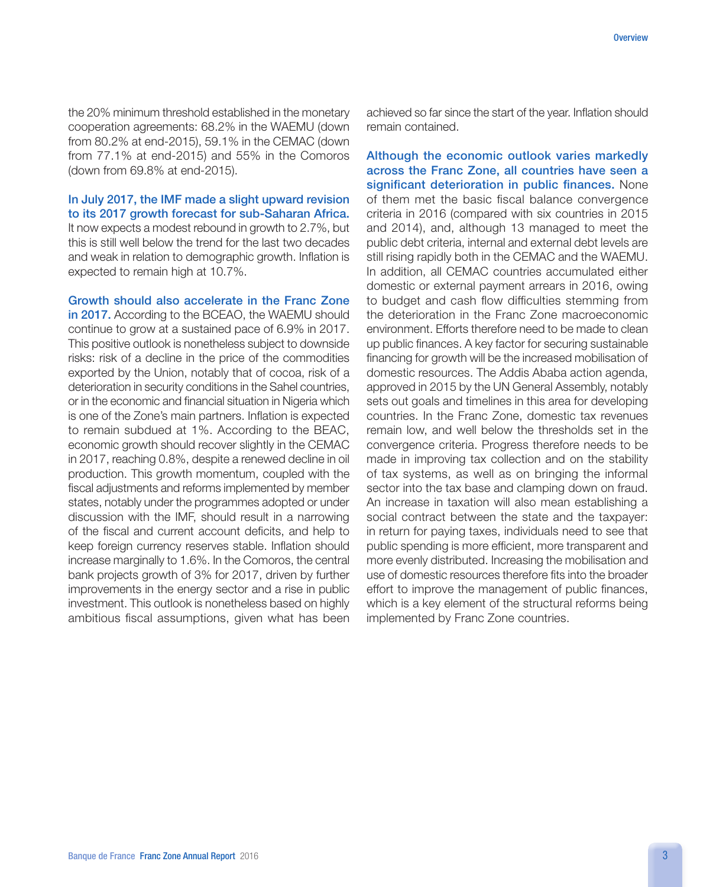the 20% minimum threshold established in the monetary cooperation agreements: 68.2% in the WAEMU (down from 80.2% at end-2015), 59.1% in the CEMAC (down from 77.1% at end-2015) and 55% in the Comoros (down from 69.8% at end-2015).

**In July 2017, the IMF made a slight upward revision to its 2017 growth forecast for sub-Saharan Africa.** It now expects a modest rebound in growth to 2.7%, but this is still well below the trend for the last two decades and weak in relation to demographic growth. Inflation is expected to remain high at 10.7%.

**Growth should also accelerate in the Franc Zone in 2017.** According to the BCEAO, the WAEMU should continue to grow at a sustained pace of 6.9% in 2017. This positive outlook is nonetheless subject to downside risks: risk of a decline in the price of the commodities exported by the Union, notably that of cocoa, risk of a deterioration in security conditions in the Sahel countries, or in the economic and financial situation in Nigeria which is one of the Zone's main partners. Inflation is expected to remain subdued at 1%. According to the BEAC, economic growth should recover slightly in the CEMAC in 2017, reaching 0.8%, despite a renewed decline in oil production. This growth momentum, coupled with the fiscal adjustments and reforms implemented by member states, notably under the programmes adopted or under discussion with the IMF, should result in a narrowing of the fiscal and current account deficits, and help to keep foreign currency reserves stable. Inflation should increase marginally to 1.6%. In the Comoros, the central bank projects growth of 3% for 2017, driven by further improvements in the energy sector and a rise in public investment. This outlook is nonetheless based on highly ambitious fiscal assumptions, given what has been achieved so far since the start of the year. Inflation should remain contained.

**Although the economic outlook varies markedly across the Franc Zone, all countries have seen a significant deterioration in public finances.** None of them met the basic fiscal balance convergence criteria in 2016 (compared with six countries in 2015 and 2014), and, although 13 managed to meet the public debt criteria, internal and external debt levels are still rising rapidly both in the CEMAC and the WAEMU. In addition, all CEMAC countries accumulated either domestic or external payment arrears in 2016, owing to budget and cash flow difficulties stemming from the deterioration in the Franc Zone macroeconomic environment. Efforts therefore need to be made to clean up public finances. A key factor for securing sustainable financing for growth will be the increased mobilisation of domestic resources. The Addis Ababa action agenda, approved in 2015 by the UN General Assembly, notably sets out goals and timelines in this area for developing countries. In the Franc Zone, domestic tax revenues remain low, and well below the thresholds set in the convergence criteria. Progress therefore needs to be made in improving tax collection and on the stability of tax systems, as well as on bringing the informal sector into the tax base and clamping down on fraud. An increase in taxation will also mean establishing a social contract between the state and the taxpayer: in return for paying taxes, individuals need to see that public spending is more efficient, more transparent and more evenly distributed. Increasing the mobilisation and use of domestic resources therefore fits into the broader effort to improve the management of public finances, which is a key element of the structural reforms being implemented by Franc Zone countries.